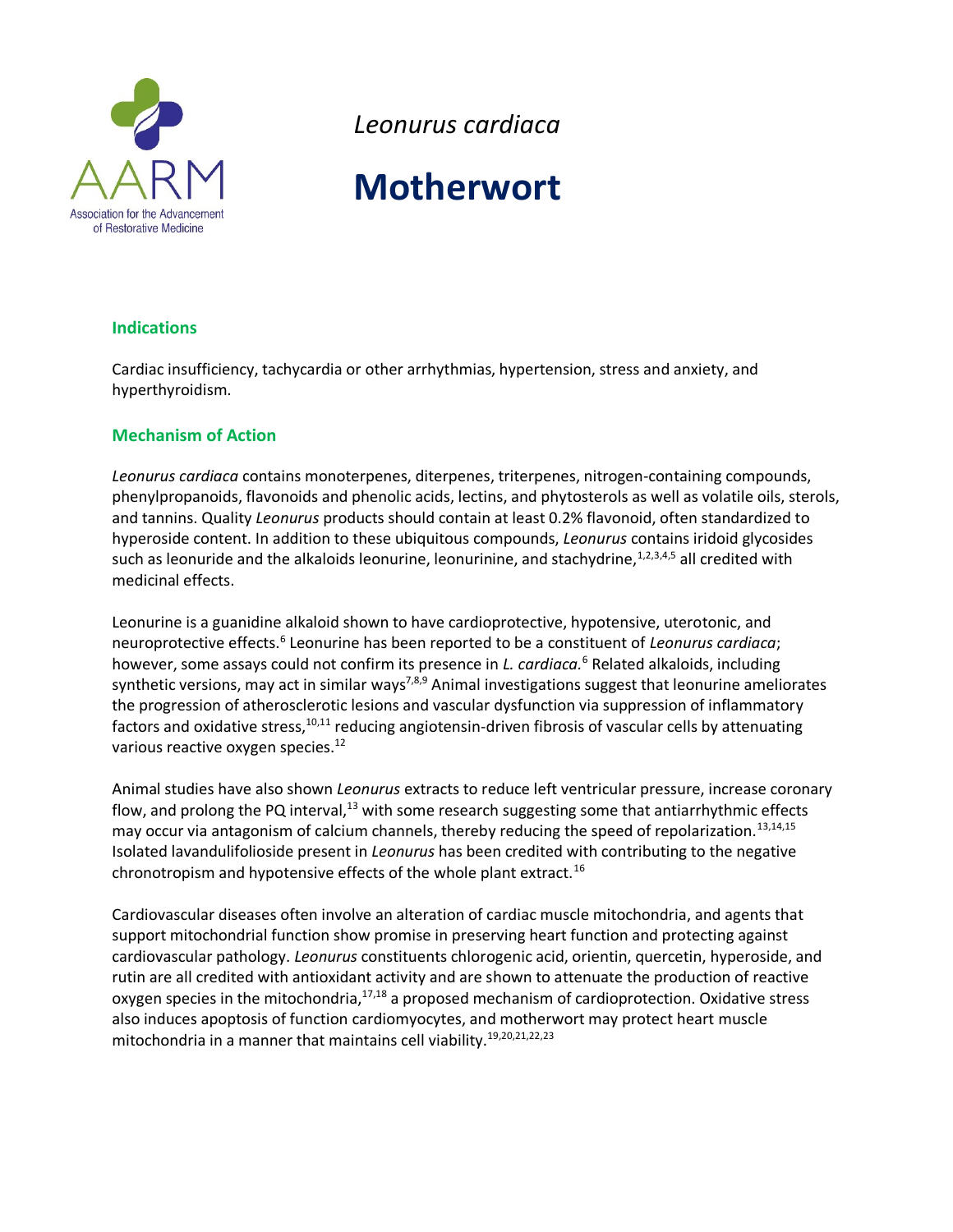*Leonurus cardiaca*

# Motherwort

## Indications

Cardiac insufficiency, tachycardia or other arrhythmias, hypertension, stress and anxiety, and hyperthyroidism.

## Mechanism of Action

*Leonurus cardiaca* contains monoterpenes, diterpenes, triterpenes, nitrogen-containing compounds, phenylpropanoids, flavonoids and phenolic acids, lectins, and phytosterols as well as volatile oils, sterols, and tannins. Quality *Leonurus* products should contain at least 0.2% flavonoid, often standardized to hyperoside content. In addition to these ubiquitous compounds, *Leonurus* contains iridoid glycosides such as leonuride and the alkaloids leonurine, leonurinine, and stachydrine,[1,2,3,4,5] all credited with medicinal effects.

Leonurine is a guanidine alkaloid shown to have cardioprotective, hypotensive, uterotonic, and neuroprotective effects.[6] Leonurine has been reported to be a constituent of *Leonurus cardiaca*; however, some assays could not confirm its presence in *L. cardiaca.*[6] Related alkaloids, including synthetic versions, may act in similar ways[7,8,9] Animal investigations suggest that leonurine ameliorates the progression of atherosclerotic lesions and vascular dysfunction via suppression of inflammatory factors and oxidative stress,[10,11] reducing angiotensin-driven fibrosis of vascular cells by attenuating various reactive oxygen species.[12]

Animal studies have also shown *Leonurus* extracts to reduce left ventricular pressure, increase coronary flow, and prolong the PQ interval,[13] with some research suggesting some that antiarrhythmic effects may occur via antagonism of calcium channels, thereby reducing the speed of repolarization.[13,14,15] Isolated lavandulifolioside present in *Leonurus* has been credited with contributing to the negative chronotropism and hypotensive effects of the whole plant extract.[16]

Cardiovascular diseases often involve an alteration of cardiac muscle mitochondria, and agents that support mitochondrial function show promise in preserving heart function and protecting against cardiovascular pathology. *Leonurus* constituents chlorogenic acid, orientin, quercetin, hyperoside, and rutin are all credited with antioxidant activity and are shown to attenuate the production of reactive oxygen species in the mitochondria,[17,18] a proposed mechanism of cardioprotection. Oxidative stress also induces apoptosis of function cardiomyocytes, and motherwort may protect heart muscle mitochondria in a manner that maintains cell viability.[19,20,21,22,23]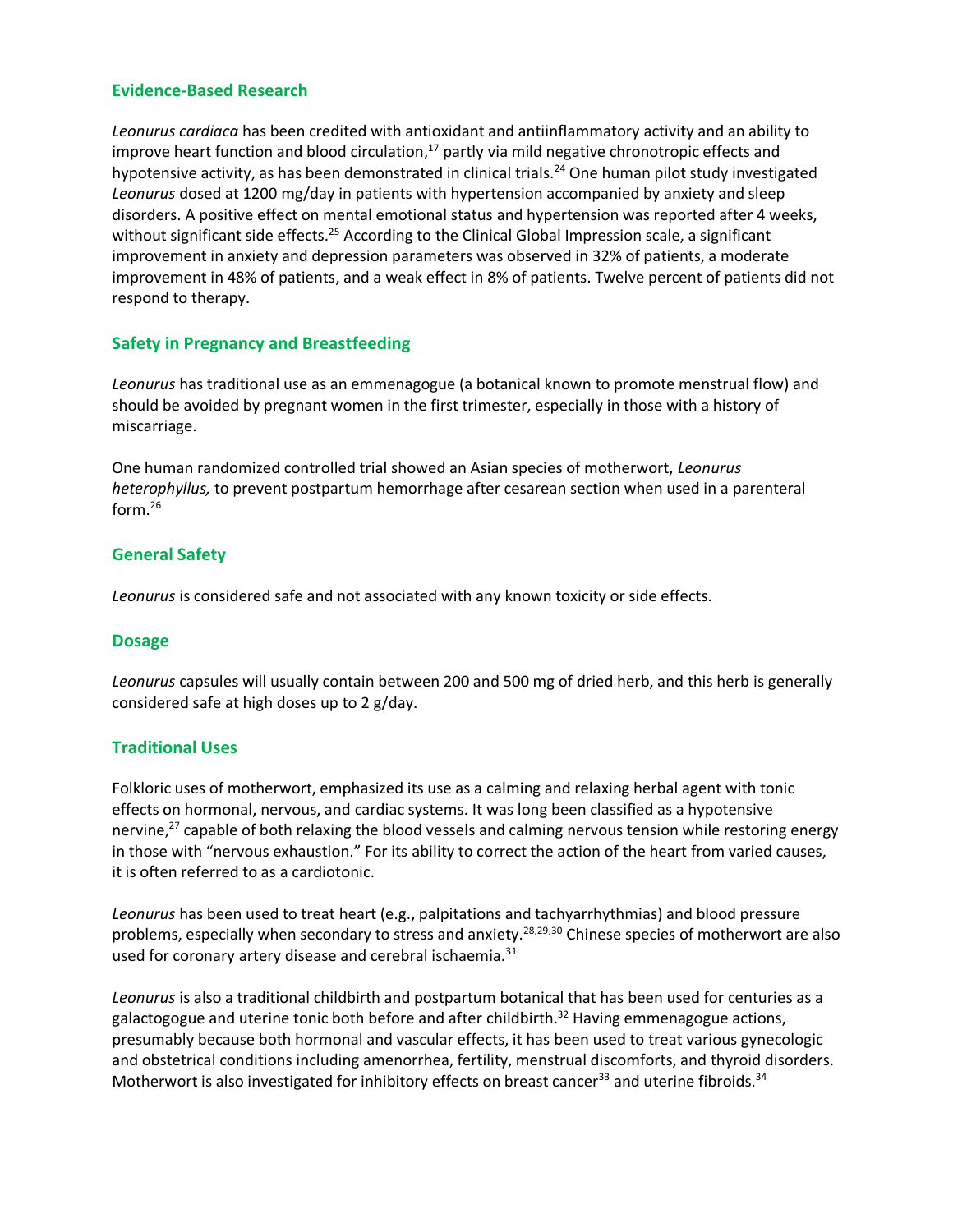## Evidence-Based Research

*Leonurus cardiaca* has been credited with antioxidant and antiinflammatory activity and an ability to improve heart function and blood circulation,[17] partly via mild negative chronotropic effects and hypotensive activity, as has been demonstrated in clinical trials.[24] One human pilot study investigated *Leonurus* dosed at 1200 mg/day in patients with hypertension accompanied by anxiety and sleep disorders. A positive effect on mental emotional status and hypertension was reported after 4 weeks, without significant side effects.[25] According to the Clinical Global Impression scale, a significant improvement in anxiety and depression parameters was observed in 32% of patients, a moderate improvement in 48% of patients, and a weak effect in 8% of patients. Twelve percent of patients did not respond to therapy.

## Safety in Pregnancy and Breastfeeding

*Leonurus* has traditional use as an emmenagogue (a botanical known to promote menstrual flow) and should be avoided by pregnant women in the first trimester, especially in those with a history of miscarriage.

One human randomized controlled trial showed an Asian species of motherwort, *Leonurus heterophyllus,* to prevent postpartum hemorrhage after cesarean section when used in a parenteral form.[26]

## General Safety

*Leonurus* is considered safe and not associated with any known toxicity or side effects.

## Dosage

*Leonurus* capsules will usually contain between 200 and 500 mg of dried herb, and this herb is generally considered safe at high doses up to 2 g/day.

## Traditional Uses

Folkloric uses of motherwort, emphasized its use as a calming and relaxing herbal agent with tonic effects on hormonal, nervous, and cardiac systems. It was long been classified as a hypotensive nervine,[27] capable of both relaxing the blood vessels and calming nervous tension while restoring energy in those with "nervous exhaustion." For its ability to correct the action of the heart from varied causes, it is often referred to as a cardiotonic.

*Leonurus* has been used to treat heart (e.g., palpitations and tachyarrhythmias) and blood pressure problems, especially when secondary to stress and anxiety.[28,29,30] Chinese species of motherwort are also used for coronary artery disease and cerebral ischaemia.[31]

*Leonurus* is also a traditional childbirth and postpartum botanical that has been used for centuries as a galactogogue and uterine tonic both before and after childbirth.[32] Having emmenagogue actions, presumably because both hormonal and vascular effects, it has been used to treat various gynecologic and obstetrical conditions including amenorrhea, fertility, menstrual discomforts, and thyroid disorders. Motherwort is also investigated for inhibitory effects on breast cancer[33] and uterine fibroids.[34]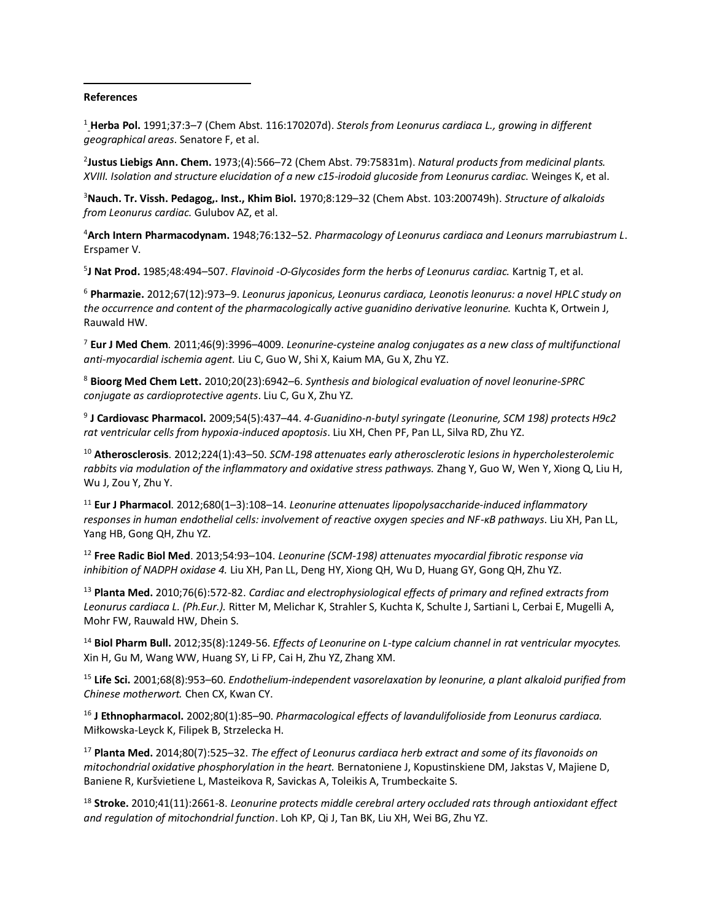**References**

[1] **Herba Pol.** 1991;37:3–7 (Chem Abst. 116:170207d). *Sterols from Leonurus cardiaca L., growing in different geographical areas*. Senatore F, et al.

[2] **Justus Liebigs Ann. Chem.** 1973;(4):566–72 (Chem Abst. 79:75831m). *Natural products from medicinal plants. XVIII. Isolation and structure elucidation of a new c15-irodoid glucoside from Leonurus cardiac.* Weinges K, et al.

[3] **Nauch. Tr. Vissh. Pedagog,. Inst., Khim Biol.** 1970;8:129–32 (Chem Abst. 103:200749h). *Structure of alkaloids from Leonurus cardiac.* Gulubov AZ, et al.

[4] **Arch Intern Pharmacodynam.** 1948;76:132–52. *Pharmacology of Leonurus cardiaca and Leonurs marrubiastrum L*. Erspamer V.

[5] **J Nat Prod.** 1985;48:494–507. *Flavinoid -O-Glycosides form the herbs of Leonurus cardiac.* Kartnig T, et al.

[6] **Pharmazie.** 2012;67(12):973–9. *Leonurus japonicus, Leonurus cardiaca, Leonotis leonurus: a novel HPLC study on the occurrence and content of the pharmacologically active guanidino derivative leonurine.* Kuchta K, Ortwein J, Rauwald HW.

[7] **Eur J Med Chem**. 2011;46(9):3996–4009. *Leonurine-cysteine analog conjugates as a new class of multifunctional anti-myocardial ischemia agent.* Liu C, Guo W, Shi X, Kaium MA, Gu X, Zhu YZ.

[8] **Bioorg Med Chem Lett.** 2010;20(23):6942–6. *Synthesis and biological evaluation of novel leonurine-SPRC conjugate as cardioprotective agents*. Liu C, Gu X, Zhu YZ.

[9] **J Cardiovasc Pharmacol.** 2009;54(5):437–44. *4-Guanidino-n-butyl syringate (Leonurine, SCM 198) protects H9c2 rat ventricular cells from hypoxia-induced apoptosis*. Liu XH, Chen PF, Pan LL, Silva RD, Zhu YZ.

[10] **Atherosclerosis**. 2012;224(1):43–50. *SCM-198 attenuates early atherosclerotic lesions in hypercholesterolemic rabbits via modulation of the inflammatory and oxidative stress pathways.* Zhang Y, Guo W, Wen Y, Xiong Q, Liu H, Wu J, Zou Y, Zhu Y.

[11] **Eur J Pharmacol**. 2012;680(1–3):108–14. *Leonurine attenuates lipopolysaccharide-induced inflammatory responses in human endothelial cells: involvement of reactive oxygen species and NF-κB pathways*. Liu XH, Pan LL, Yang HB, Gong QH, Zhu YZ.

[12] **Free Radic Biol Med**. 2013;54:93–104. *Leonurine (SCM-198) attenuates myocardial fibrotic response via inhibition of NADPH oxidase 4.* Liu XH, Pan LL, Deng HY, Xiong QH, Wu D, Huang GY, Gong QH, Zhu YZ.

[13] **Planta Med.** 2010;76(6):572-82. *Cardiac and electrophysiological effects of primary and refined extracts from Leonurus cardiaca L. (Ph.Eur.).* Ritter M, Melichar K, Strahler S, Kuchta K, Schulte J, Sartiani L, Cerbai E, Mugelli A, Mohr FW, Rauwald HW, Dhein S.

[14] **Biol Pharm Bull.** 2012;35(8):1249-56. *Effects of Leonurine on L-type calcium channel in rat ventricular myocytes.* Xin H, Gu M, Wang WW, Huang SY, Li FP, Cai H, Zhu YZ, Zhang XM.

[15] **Life Sci.** 2001;68(8):953–60. *Endothelium-independent vasorelaxation by leonurine, a plant alkaloid purified from Chinese motherwort.* Chen CX, Kwan CY.

[16] **J Ethnopharmacol.** 2002;80(1):85–90. *Pharmacological effects of lavandulifolioside from Leonurus cardiaca.* Miłkowska-Leyck K, Filipek B, Strzelecka H.

[17] **Planta Med.** 2014;80(7):525–32. *The effect of Leonurus cardiaca herb extract and some of its flavonoids on mitochondrial oxidative phosphorylation in the heart.* Bernatoniene J, Kopustinskiene DM, Jakstas V, Majiene D, Baniene R, Kuršvietiene L, Masteikova R, Savickas A, Toleikis A, Trumbeckaite S.

[18] **Stroke.** 2010;41(11):2661-8. *Leonurine protects middle cerebral artery occluded rats through antioxidant effect and regulation of mitochondrial function*. Loh KP, Qi J, Tan BK, Liu XH, Wei BG, Zhu YZ.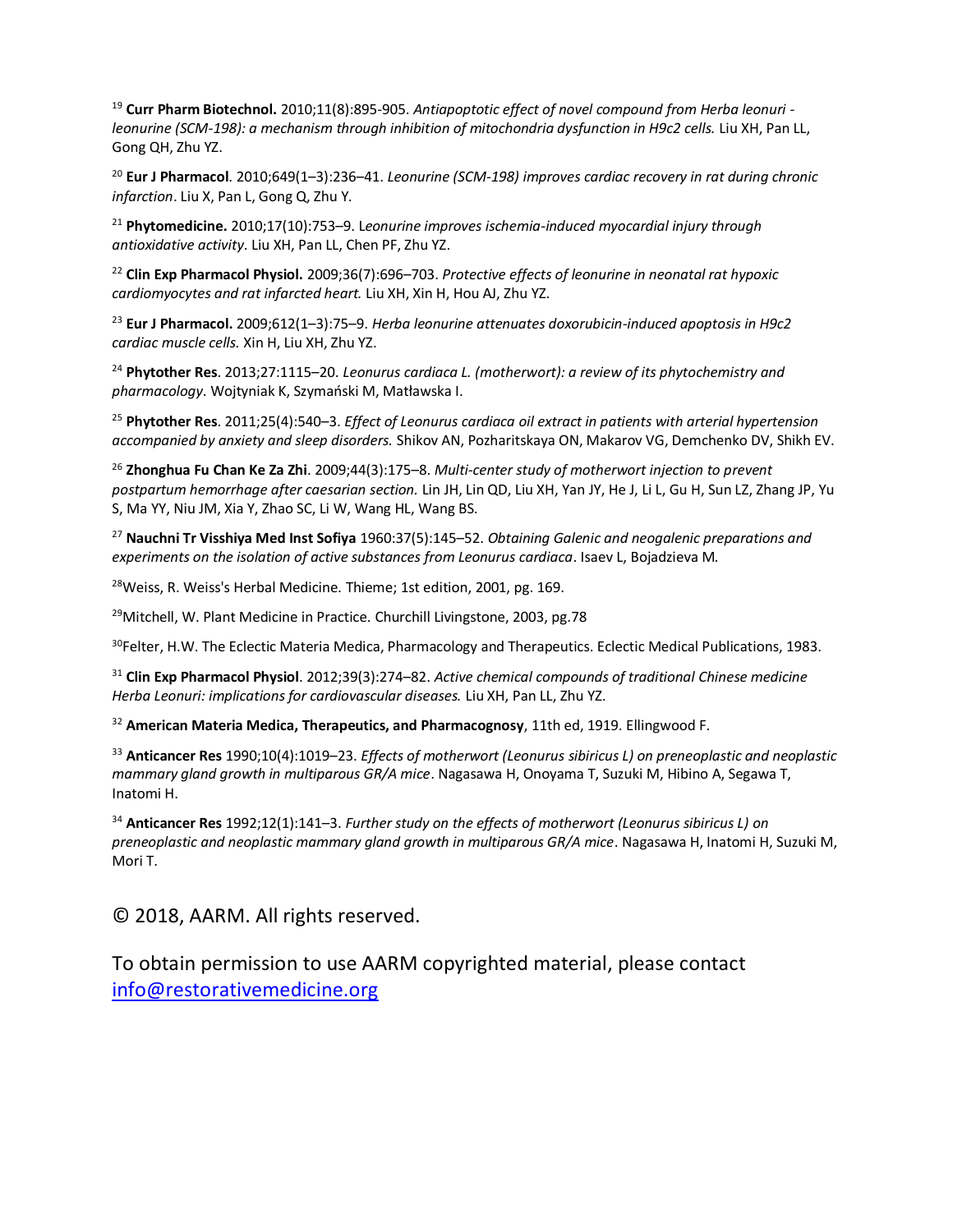[19] **Curr Pharm Biotechnol.** 2010;11(8):895-905. *Antiapoptotic effect of novel compound from Herba leonuri - leonurine (SCM-198): a mechanism through inhibition of mitochondria dysfunction in H9c2 cells.* Liu XH, Pan LL, Gong QH, Zhu YZ.

[20] **Eur J Pharmacol**. 2010;649(1–3):236–41. *Leonurine (SCM-198) improves cardiac recovery in rat during chronic infarction*. Liu X, Pan L, Gong Q, Zhu Y.

[21] **Phytomedicine.** 2010;17(10):753–9. L*eonurine improves ischemia-induced myocardial injury through antioxidative activity*. Liu XH, Pan LL, Chen PF, Zhu YZ.

[22] **Clin Exp Pharmacol Physiol.** 2009;36(7):696–703. *Protective effects of leonurine in neonatal rat hypoxic cardiomyocytes and rat infarcted heart.* Liu XH, Xin H, Hou AJ, Zhu YZ.

[23] **Eur J Pharmacol.** 2009;612(1–3):75–9. *Herba leonurine attenuates doxorubicin-induced apoptosis in H9c2 cardiac muscle cells.* Xin H, Liu XH, Zhu YZ.

[24] **Phytother Res**. 2013;27:1115–20. *Leonurus cardiaca L. (motherwort): a review of its phytochemistry and pharmacology*. Wojtyniak K, Szymański M, Matławska I.

[25] **Phytother Res**. 2011;25(4):540–3. *Effect of Leonurus cardiaca oil extract in patients with arterial hypertension accompanied by anxiety and sleep disorders.* Shikov AN, Pozharitskaya ON, Makarov VG, Demchenko DV, Shikh EV.

[26] **Zhonghua Fu Chan Ke Za Zhi**. 2009;44(3):175–8. *Multi-center study of motherwort injection to prevent postpartum hemorrhage after caesarian section.* Lin JH, Lin QD, Liu XH, Yan JY, He J, Li L, Gu H, Sun LZ, Zhang JP, Yu S, Ma YY, Niu JM, Xia Y, Zhao SC, Li W, Wang HL, Wang BS.

[27] **Nauchni Tr Visshiya Med Inst Sofiya** 1960:37(5):145–52. *Obtaining Galenic and neogalenic preparations and experiments on the isolation of active substances from Leonurus cardiaca*. Isaev L, Bojadzieva M.

[28] Weiss, R. Weiss's Herbal Medicine. Thieme; 1st edition, 2001, pg. 169.

[29] Mitchell, W. Plant Medicine in Practice. Churchill Livingstone, 2003, pg.78

[30] Felter, H.W. The Eclectic Materia Medica, Pharmacology and Therapeutics. Eclectic Medical Publications, 1983.

[31] **Clin Exp Pharmacol Physiol**. 2012;39(3):274–82. *Active chemical compounds of traditional Chinese medicine Herba Leonuri: implications for cardiovascular diseases.* Liu XH, Pan LL, Zhu YZ.

[32] **American Materia Medica, Therapeutics, and Pharmacognosy**, 11th ed, 1919. Ellingwood F.

[33] **Anticancer Res** 1990;10(4):1019–23. *Effects of motherwort (Leonurus sibiricus L) on preneoplastic and neoplastic mammary gland growth in multiparous GR/A mice*. Nagasawa H, Onoyama T, Suzuki M, Hibino A, Segawa T, Inatomi H.

[34] **Anticancer Res** 1992;12(1):141–3. *Further study on the effects of motherwort (Leonurus sibiricus L) on preneoplastic and neoplastic mammary gland growth in multiparous GR/A mice*. Nagasawa H, Inatomi H, Suzuki M, Mori T.

© 2018, AARM. All rights reserved.

To obtain permission to use AARM copyrighted material, please contact info@restorativemedicine.org